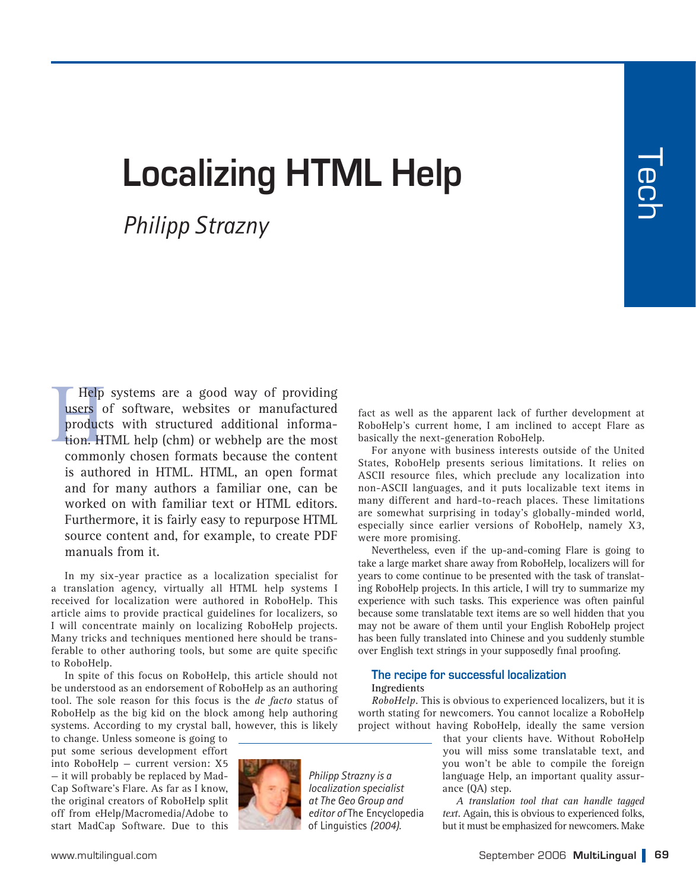# Localizing HTML Help

*Philipp Strazny*

Help systems are a good way of providing users of software, websites or manufactured products with structured additional information. HTML help (chm) or webhelp are the most commonly chosen formats because the content is authored in HTML. HTML, an open format and for many authors a familiar one, can be worked on with familiar text or HTML editors. Furthermore, it is fairly easy to repurpose HTML source content and, for example, to create PDF manuals from it.

In my six-year practice as a localization specialist for a translation agency, virtually all HTML help systems I received for localization were authored in RoboHelp. This article aims to provide practical guidelines for localizers, so I will concentrate mainly on localizing RoboHelp projects. Many tricks and techniques mentioned here should be transferable to other authoring tools, but some are quite specific to RoboHelp.

In spite of this focus on RoboHelp, this article should not be understood as an endorsement of RoboHelp as an authoring tool. The sole reason for this focus is the *de facto* status of RoboHelp as the big kid on the block among help authoring systems. According to my crystal ball, however, this is likely to change. Unless someone is going to put some serious development effort into RoboHelp — current version: X5 — it will probably be replaced by MadCap Software's Flare. As far as I know, the original creators of RoboHelp split off from eHelp/Macromedia/Adobe to start MadCap Software. Due to this fact as well as the apparent lack of further development at RoboHelp's current home, I am inclined to accept Flare as basically the next-generation RoboHelp.

*Philipp Strazny is a localization specialist at The Geo Group and editor of* The Encyclopedia of Linguistics *(2004).*

For anyone with business interests outside of the United States, RoboHelp presents serious limitations. It relies on ASCII resource files, which preclude any localization into non-ASCII languages, and it puts localizable text items in many different and hard-to-reach places. These limitations are somewhat surprising in today's globally-minded world, especially since earlier versions of RoboHelp, namely X3, were more promising.

Nevertheless, even if the up-and-coming Flare is going to take a large market share away from RoboHelp, localizers will for years to come continue to be presented with the task of translating RoboHelp projects. In this article, I will try to summarize my experience with such tasks. This experience was often painful because some translatable text items are so well hidden that you may not be aware of them until your English RoboHelp project has been fully translated into Chinese and you suddenly stumble over English text strings in your supposedly final proofing.

## The recipe for successful localization

**Ingredients**

*RoboHelp*. This is obvious to experienced localizers, but it is worth stating for newcomers. You cannot localize a RoboHelp project without having RoboHelp, ideally the same version that your clients have. Without RoboHelp you will miss some translatable text, and you won't be able to compile the foreign language Help, an important quality assurance (QA) step.

*A translation tool that can handle tagged text*. Again, this is obvious to experienced folks, but it must be emphasized for newcomers. Make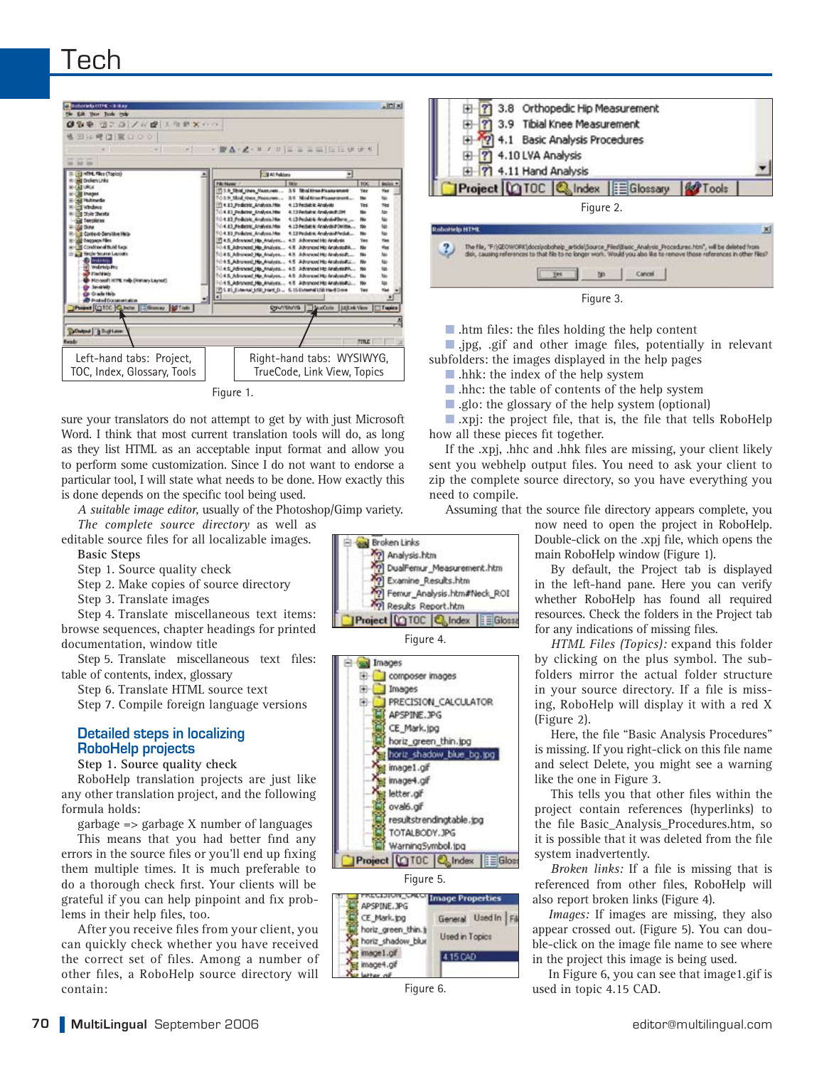Left-hand tabs: Project, TOC, Index, Glossary, Tools

Right-hand tabs: WYSIWYG, TrueCode, Link View, Topics

Figure 1.

Figure 2.

Figure 3.

sure your translators do not attempt to get by with just Microsoft Word. I think that most current translation tools will do, as long as they list HTML as an acceptable input format and allow you to perform some customization. Since I do not want to endorse a particular tool, I will state what needs to be done. How exactly this is done depends on the specific tool being used.

*A suitable image editor,* usually of the Photoshop/Gimp variety.

*The complete source directory* as well as editable source files for all localizable images.

**Basic Steps**

Step 1. Source quality check

Step 2. Make copies of source directory

Step 3. Translate images

Step 4. Translate miscellaneous text items: browse sequences, chapter headings for printed documentation, window title

Step 5. Translate miscellaneous text files: table of contents, index, glossary

Step 6. Translate HTML source text

Step 7. Compile foreign language versions

## Detailed steps in localizing RoboHelp projects

**Step 1. Source quality check**

RoboHelp translation projects are just like any other translation project, and the following formula holds:

garbage => garbage X number of languages

This means that you had better find any errors in the source files or you'll end up fixing them multiple times. It is much preferable to do a thorough check first. Your clients will be grateful if you can help pinpoint and fix problems in their help files, too.

After you receive files from your client, you can quickly check whether you have received the correct set of files. Among a number of other files, a RoboHelp source directory will contain:

- .htm files: the files holding the help content
- .jpg, .gif and other image files, potentially in relevant subfolders: the images displayed in the help pages
- .hhk: the index of the help system
- .hhc: the table of contents of the help system
- .glo: the glossary of the help system (optional)
- .xpj: the project file, that is, the file that tells RoboHelp how all these pieces fit together.

If the .xpj, .hhc and .hhk files are missing, your client likely sent you webhelp output files. You need to ask your client to zip the complete source directory, so you have everything you need to compile.

Assuming that the source file directory appears complete, you now need to open the project in RoboHelp. Double-click on the .xpj file, which opens the main RoboHelp window (Figure 1).

By default, the Project tab is displayed in the left-hand pane. Here you can verify whether RoboHelp has found all required resources. Check the folders in the Project tab for any indications of missing files.

*HTML Files (Topics):* expand this folder by clicking on the plus symbol. The subfolders mirror the actual folder structure in your source directory. If a file is missing, RoboHelp will display it with a red X (Figure 2).

Here, the file "Basic Analysis Procedures" is missing. If you right-click on this file name and select Delete, you might see a warning like the one in Figure 3.

This tells you that other files within the project contain references (hyperlinks) to the file Basic_Analysis_Procedures.htm, so it is possible that it was deleted from the file system inadvertently.

*Broken links:* If a file is missing that is referenced from other files, RoboHelp will also report broken links (Figure 4).

*Images:* If images are missing, they also appear crossed out. (Figure 5). You can double-click on the image file name to see where in the project this image is being used.

In Figure 6, you can see that image1.gif is used in topic 4.15 CAD.

Figure 4.

Figure 5.

Figure 6.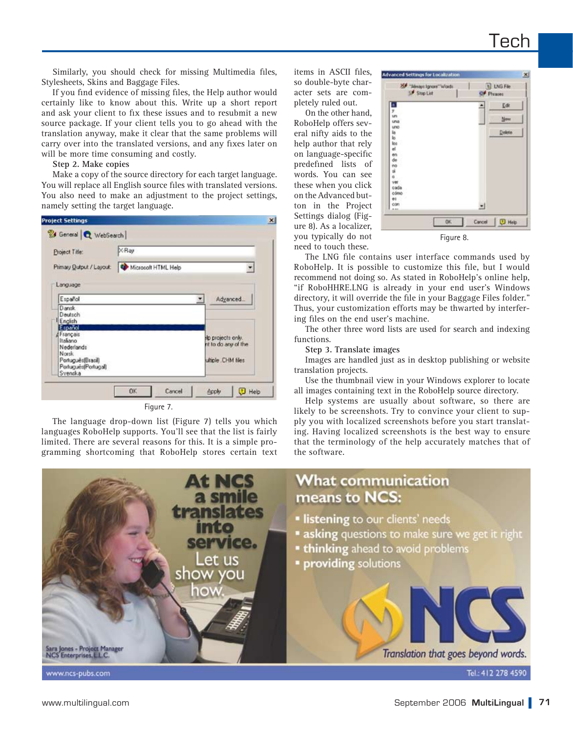Similarly, you should check for missing Multimedia files, Stylesheets, Skins and Baggage Files.

If you find evidence of missing files, the Help author would certainly like to know about this. Write up a short report and ask your client to fix these issues and to resubmit a new source package. If your client tells you to go ahead with the translation anyway, make it clear that the same problems will carry over into the translated versions, and any fixes later on will be more time consuming and costly.

**Step 2. Make copies**

Make a copy of the source directory for each target language. You will replace all English source files with translated versions. You also need to make an adjustment to the project settings, namely setting the target language.

Figure 7.

The language drop-down list (Figure 7) tells you which languages RoboHelp supports. You'll see that the list is fairly limited. There are several reasons for this. It is a simple programming shortcoming that RoboHelp stores certain text items in ASCII files, so double-byte character sets are completely ruled out.

On the other hand, RoboHelp offers several nifty aids to the help author that rely on language-specific predefined lists of words. You can see these when you click on the Advanced button in the Project Settings dialog (Figure 8). As a localizer, you typically do not need to touch these.

Figure 8.

The LNG file contains user interface commands used by RoboHelp. It is possible to customize this file, but I would recommend not doing so. As stated in RoboHelp's online help, "if RoboHHRE.LNG is already in your end user's Windows directory, it will override the file in your Baggage Files folder." Thus, your customization efforts may be thwarted by interfering files on the end user's machine.

The other three word lists are used for search and indexing functions.

**Step 3. Translate images**

Images are handled just as in desktop publishing or website translation projects.

Use the thumbnail view in your Windows explorer to locate all images containing text in the RoboHelp source directory.

Help systems are usually about software, so there are likely to be screenshots. Try to convince your client to supply you with localized screenshots before you start translating. Having localized screenshots is the best way to ensure that the terminology of the help accurately matches that of the software.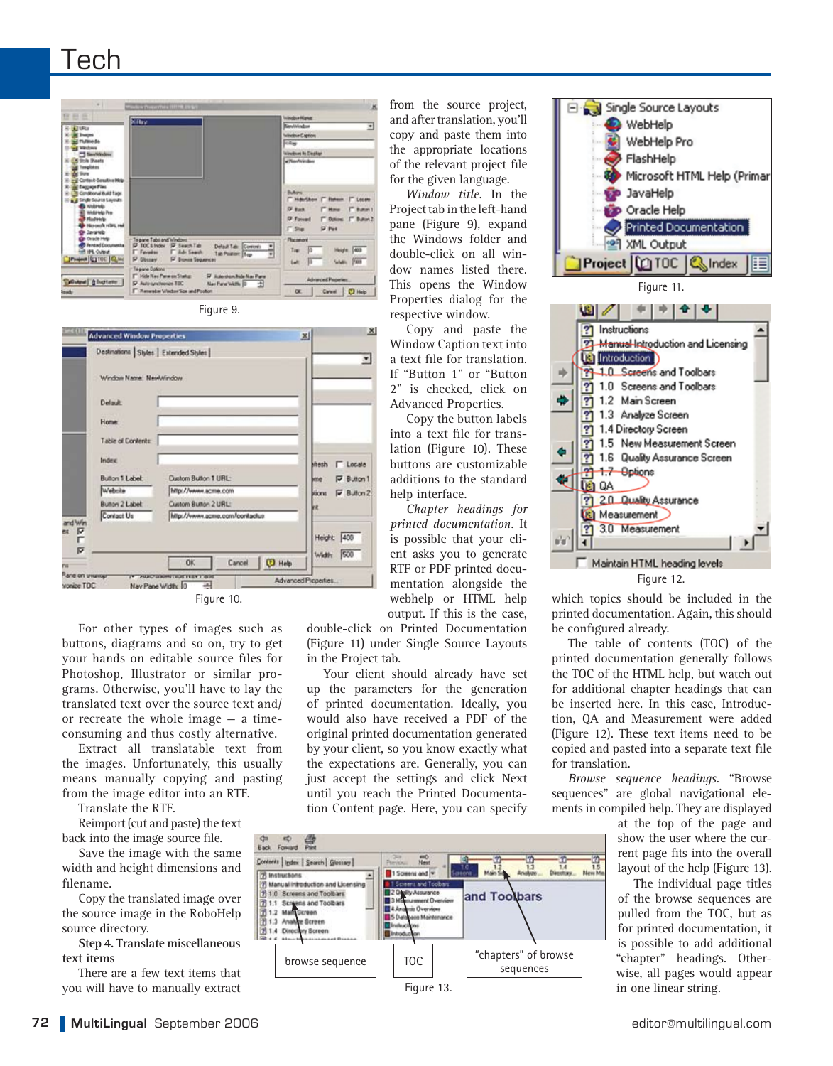Figure 9.

Figure 10.

For other types of images such as buttons, diagrams and so on, try to get your hands on editable source files for Photoshop, Illustrator or similar programs. Otherwise, you'll have to lay the translated text over the source text and/or recreate the whole image — a time-consuming and thus costly alternative.

Extract all translatable text from the images. Unfortunately, this usually means manually copying and pasting from the image editor into an RTF.

Translate the RTF.

Reimport (cut and paste) the text back into the image source file.

Save the image with the same width and height dimensions and filename.

Copy the translated image over the source image in the RoboHelp source directory.

**Step 4. Translate miscellaneous text items**

There are a few text items that you will have to manually extract from the source project, and after translation, you'll copy and paste them into the appropriate locations of the relevant project file for the given language.

*Window title.* In the Project tab in the left-hand pane (Figure 9), expand the Windows folder and double-click on all window names listed there. This opens the Window Properties dialog for the respective window.

Copy and paste the Window Caption text into a text file for translation. If "Button 1" or "Button 2" is checked, click on Advanced Properties.

Copy the button labels into a text file for translation (Figure 10). These buttons are customizable additions to the standard help interface.

*Chapter headings for printed documentation.* It is possible that your client asks you to generate RTF or PDF printed documentation alongside the webhelp or HTML help output. If this is the case, double-click on Printed Documentation (Figure 11) under Single Source Layouts in the Project tab.

Your client should already have set up the parameters for the generation of printed documentation. Ideally, you would also have received a PDF of the original printed documentation generated by your client, so you know exactly what the expectations are. Generally, you can just accept the settings and click Next until you reach the Printed Documentation Content page. Here, you can specify which topics should be included in the printed documentation. Again, this should be configured already.

Figure 11.

Figure 12.

The table of contents (TOC) of the printed documentation generally follows the TOC of the HTML help, but watch out for additional chapter headings that can be inserted here. In this case, Introduction, QA and Measurement were added (Figure 12). These text items need to be copied and pasted into a separate text file for translation.

*Browse sequence headings.* "Browse sequences" are global navigational elements in compiled help. They are displayed at the top of the page and show the user where the current page fits into the overall layout of the help (Figure 13).

The individual page titles of the browse sequences are pulled from the TOC, but as for printed documentation, it is possible to add additional "chapter" headings. Otherwise, all pages would appear in one linear string.

Figure 13.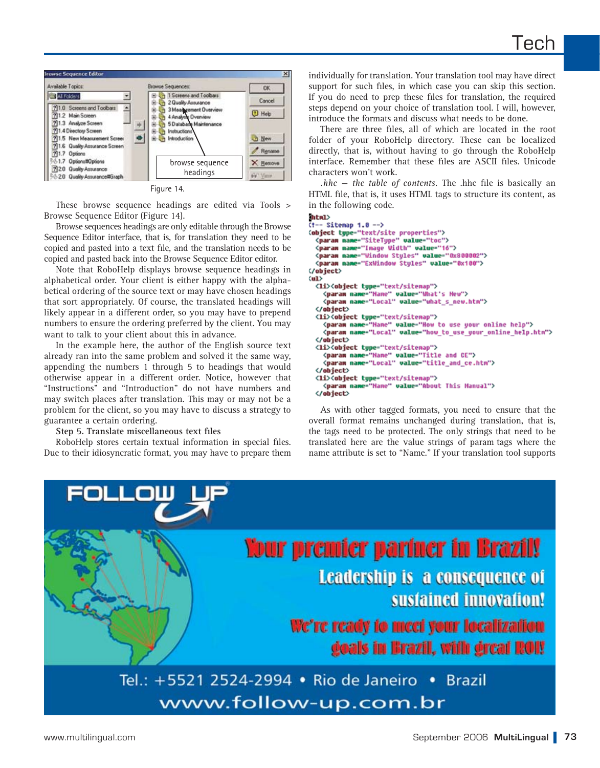Figure 14.

These browse sequence headings are edited via Tools > Browse Sequence Editor (Figure 14).

Browse sequences headings are only editable through the Browse Sequence Editor interface, that is, for translation they need to be copied and pasted into a text file, and the translation needs to be copied and pasted back into the Browse Sequence Editor editor.

Note that RoboHelp displays browse sequence headings in alphabetical order. Your client is either happy with the alphabetical ordering of the source text or may have chosen headings that sort appropriately. Of course, the translated headings will likely appear in a different order, so you may have to prepend numbers to ensure the ordering preferred by the client. You may want to talk to your client about this in advance.

In the example here, the author of the English source text already ran into the same problem and solved it the same way, appending the numbers 1 through 5 to headings that would otherwise appear in a different order. Notice, however that "Instructions" and "Introduction" do not have numbers and may switch places after translation. This may or may not be a problem for the client, so you may have to discuss a strategy to guarantee a certain ordering.

**Step 5. Translate miscellaneous text files**

RoboHelp stores certain textual information in special files. Due to their idiosyncratic format, you may have to prepare them individually for translation. Your translation tool may have direct support for such files, in which case you can skip this section. If you do need to prep these files for translation, the required steps depend on your choice of translation tool. I will, however, introduce the formats and discuss what needs to be done.

There are three files, all of which are located in the root folder of your RoboHelp directory. These can be localized directly, that is, without having to go through the RoboHelp interface. Remember that these files are ASCII files. Unicode characters won't work.

*.hhc — the table of contents*. The .hhc file is basically an HTML file, that is, it uses HTML tags to structure its content, as in the following code.

```
<html>
<!-- Sitemap 1.0 -->
<object type="text/site properties">
  <param name="SiteType" value="toc">
  <param name="Image Width" value="16">
  <param name="Window Styles" value="0x800002">
  <param name="ExWindow Styles" value="0x100">
</object>
<ul>
  <li><object type="text/sitemap">
    <param name="Name" value="What's New">
    <param name="Local" value="what_s_new.htm">
  </object>
  <li><object type="text/sitemap">
    <param name="Name" value="How to use your online help">
    <param name="Local" value="how_to_use_your_online_help.htm">
  </object>
  <li><object type="text/sitemap">
    <param name="Name" value="Title and CE">
    <param name="Local" value="title_and_ce.htm">
  </object>
  <li><object type="text/sitemap">
    <param name="Name" value="About This Manual">
  </object>
```

As with other tagged formats, you need to ensure that the overall format remains unchanged during translation, that is, the tags need to be protected. The only strings that need to be translated here are the value strings of param tags where the name attribute is set to "Name." If your translation tool supports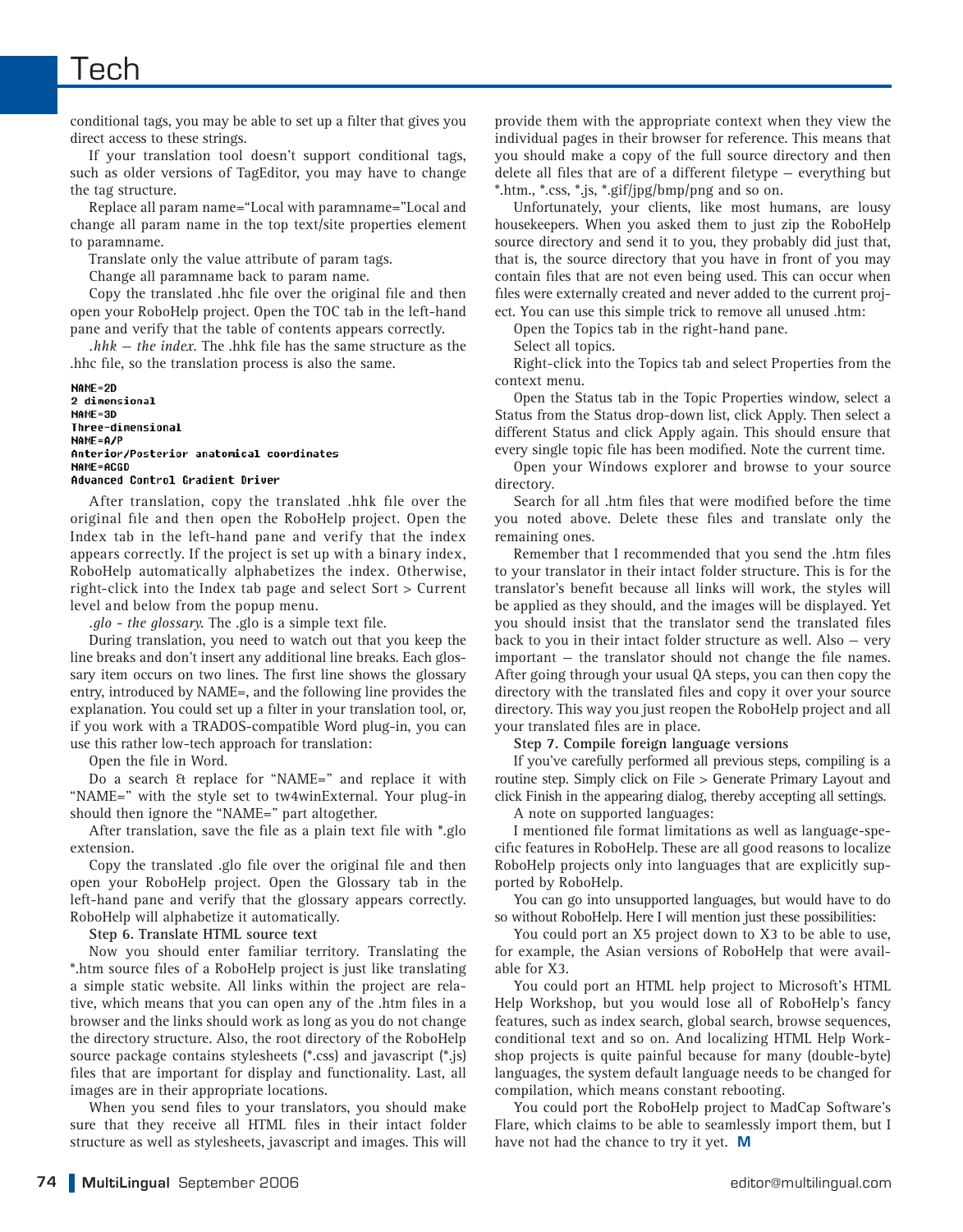conditional tags, you may be able to set up a filter that gives you direct access to these strings.

If your translation tool doesn't support conditional tags, such as older versions of TagEditor, you may have to change the tag structure.

Replace all param name="Local with paramname="Local and change all param name in the top text/site properties element to paramname.

Translate only the value attribute of param tags.

Change all paramname back to param name.

Copy the translated .hhc file over the original file and then open your RoboHelp project. Open the TOC tab in the left-hand pane and verify that the table of contents appears correctly.

*.hhk – the index.* The .hhk file has the same structure as the .hhc file, so the translation process is also the same.

```
NAME=2D
2 dimensional
NAME=3D
Three-dimensional
NAME=A/P
Anterior/Posterior anatomical coordinates
NAME=ACGD
Advanced Control Gradient Driver
```

After translation, copy the translated .hhk file over the original file and then open the RoboHelp project. Open the Index tab in the left-hand pane and verify that the index appears correctly. If the project is set up with a binary index, RoboHelp automatically alphabetizes the index. Otherwise, right-click into the Index tab page and select Sort > Current level and below from the popup menu.

*.glo - the glossary.* The .glo is a simple text file.

During translation, you need to watch out that you keep the line breaks and don't insert any additional line breaks. Each glossary item occurs on two lines. The first line shows the glossary entry, introduced by NAME=, and the following line provides the explanation. You could set up a filter in your translation tool, or, if you work with a TRADOS-compatible Word plug-in, you can use this rather low-tech approach for translation:

Open the file in Word.

Do a search & replace for "NAME=" and replace it with "NAME=" with the style set to tw4winExternal. Your plug-in should then ignore the "NAME=" part altogether.

After translation, save the file as a plain text file with *.glo extension.

Copy the translated .glo file over the original file and then open your RoboHelp project. Open the Glossary tab in the left-hand pane and verify that the glossary appears correctly. RoboHelp will alphabetize it automatically.

**Step 6. Translate HTML source text**

Now you should enter familiar territory. Translating the *.htm source files of a RoboHelp project is just like translating a simple static website. All links within the project are relative, which means that you can open any of the .htm files in a browser and the links should work as long as you do not change the directory structure. Also, the root directory of the RoboHelp source package contains stylesheets (*.css) and javascript (*.js) files that are important for display and functionality. Last, all images are in their appropriate locations.

When you send files to your translators, you should make sure that they receive all HTML files in their intact folder structure as well as stylesheets, javascript and images. This will provide them with the appropriate context when they view the individual pages in their browser for reference. This means that you should make a copy of the full source directory and then delete all files that are of a different filetype – everything but *.htm., *.css, *.js, *.gif/jpg/bmp/png and so on.

Unfortunately, your clients, like most humans, are lousy housekeepers. When you asked them to just zip the RoboHelp source directory and send it to you, they probably did just that, that is, the source directory that you have in front of you may contain files that are not even being used. This can occur when files were externally created and never added to the current project. You can use this simple trick to remove all unused .htm:

Open the Topics tab in the right-hand pane.

Select all topics.

Right-click into the Topics tab and select Properties from the context menu.

Open the Status tab in the Topic Properties window, select a Status from the Status drop-down list, click Apply. Then select a different Status and click Apply again. This should ensure that every single topic file has been modified. Note the current time.

Open your Windows explorer and browse to your source directory.

Search for all .htm files that were modified before the time you noted above. Delete these files and translate only the remaining ones.

Remember that I recommended that you send the .htm files to your translator in their intact folder structure. This is for the translator's benefit because all links will work, the styles will be applied as they should, and the images will be displayed. Yet you should insist that the translator send the translated files back to you in their intact folder structure as well. Also – very important – the translator should not change the file names. After going through your usual QA steps, you can then copy the directory with the translated files and copy it over your source directory. This way you just reopen the RoboHelp project and all your translated files are in place.

**Step 7. Compile foreign language versions**

If you've carefully performed all previous steps, compiling is a routine step. Simply click on File > Generate Primary Layout and click Finish in the appearing dialog, thereby accepting all settings.

A note on supported languages:

I mentioned file format limitations as well as language-specific features in RoboHelp. These are all good reasons to localize RoboHelp projects only into languages that are explicitly supported by RoboHelp.

You can go into unsupported languages, but would have to do so without RoboHelp. Here I will mention just these possibilities:

You could port an X5 project down to X3 to be able to use, for example, the Asian versions of RoboHelp that were available for X3.

You could port an HTML help project to Microsoft's HTML Help Workshop, but you would lose all of RoboHelp's fancy features, such as index search, global search, browse sequences, conditional text and so on. And localizing HTML Help Workshop projects is quite painful because for many (double-byte) languages, the system default language needs to be changed for compilation, which means constant rebooting.

You could port the RoboHelp project to MadCap Software's Flare, which claims to be able to seamlessly import them, but I have not had the chance to try it yet. **M**